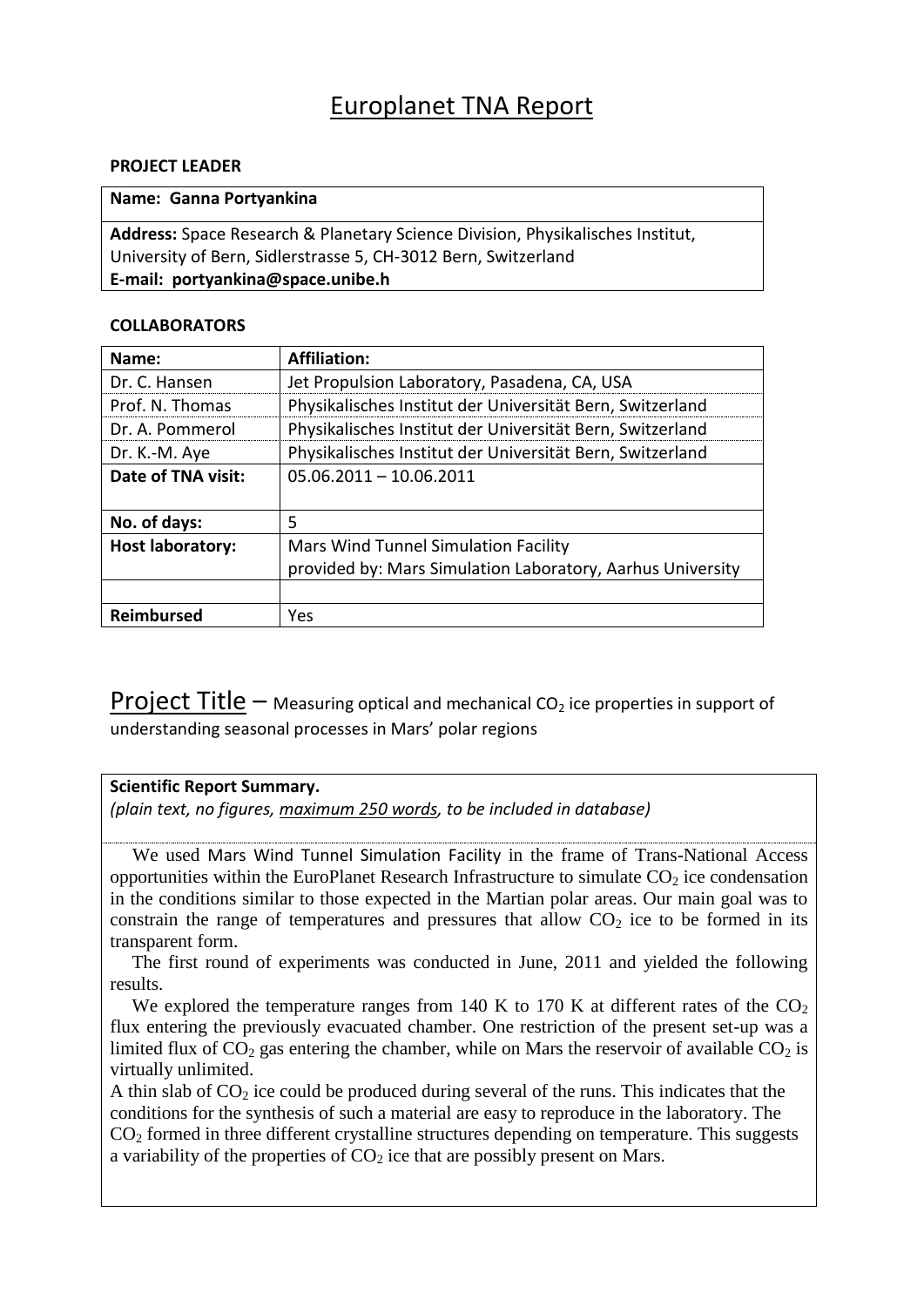# Europlanet TNA Report

**PROJECT LEADER**

| **Name: Ganna Portyankina** |
|---|
| **Address:** Space Research & Planetary Science Division, Physikalisches Institut, University of Bern, Sidlerstrasse 5, CH-3012 Bern, Switzerland<br>**E-mail: portyankina@space.unibe.h** |

**COLLABORATORS**

| **Name:** | **Affiliation:** |
|---|---|
| Dr. C. Hansen | Jet Propulsion Laboratory, Pasadena, CA, USA |
| Prof. N. Thomas | Physikalisches Institut der Universität Bern, Switzerland |
| Dr. A. Pommerol | Physikalisches Institut der Universität Bern, Switzerland |
| Dr. K.-M. Aye | Physikalisches Institut der Universität Bern, Switzerland |
| **Date of TNA visit:** | 05.06.2011 – 10.06.2011 |
| **No. of days:** | 5 |
| **Host laboratory:** | Mars Wind Tunnel Simulation Facility<br>provided by: Mars Simulation Laboratory, Aarhus University |
| | |
| **Reimbursed** | Yes |

## Project Title – Measuring optical and mechanical $CO_2$ ice properties in support of understanding seasonal processes in Mars' polar regions

**Scientific Report Summary.**
*(plain text, no figures, maximum 250 words, to be included in database)*

We used Mars Wind Tunnel Simulation Facility in the frame of Trans-National Access opportunities within the EuroPlanet Research Infrastructure to simulate $CO_2$ ice condensation in the conditions similar to those expected in the Martian polar areas. Our main goal was to constrain the range of temperatures and pressures that allow $CO_2$ ice to be formed in its transparent form.

The first round of experiments was conducted in June, 2011 and yielded the following results.

We explored the temperature ranges from 140 K to 170 K at different rates of the $CO_2$ flux entering the previously evacuated chamber. One restriction of the present set-up was a limited flux of $CO_2$ gas entering the chamber, while on Mars the reservoir of available $CO_2$ is virtually unlimited.

A thin slab of $CO_2$ ice could be produced during several of the runs. This indicates that the conditions for the synthesis of such a material are easy to reproduce in the laboratory. The $CO_2$ formed in three different crystalline structures depending on temperature. This suggests a variability of the properties of $CO_2$ ice that are possibly present on Mars.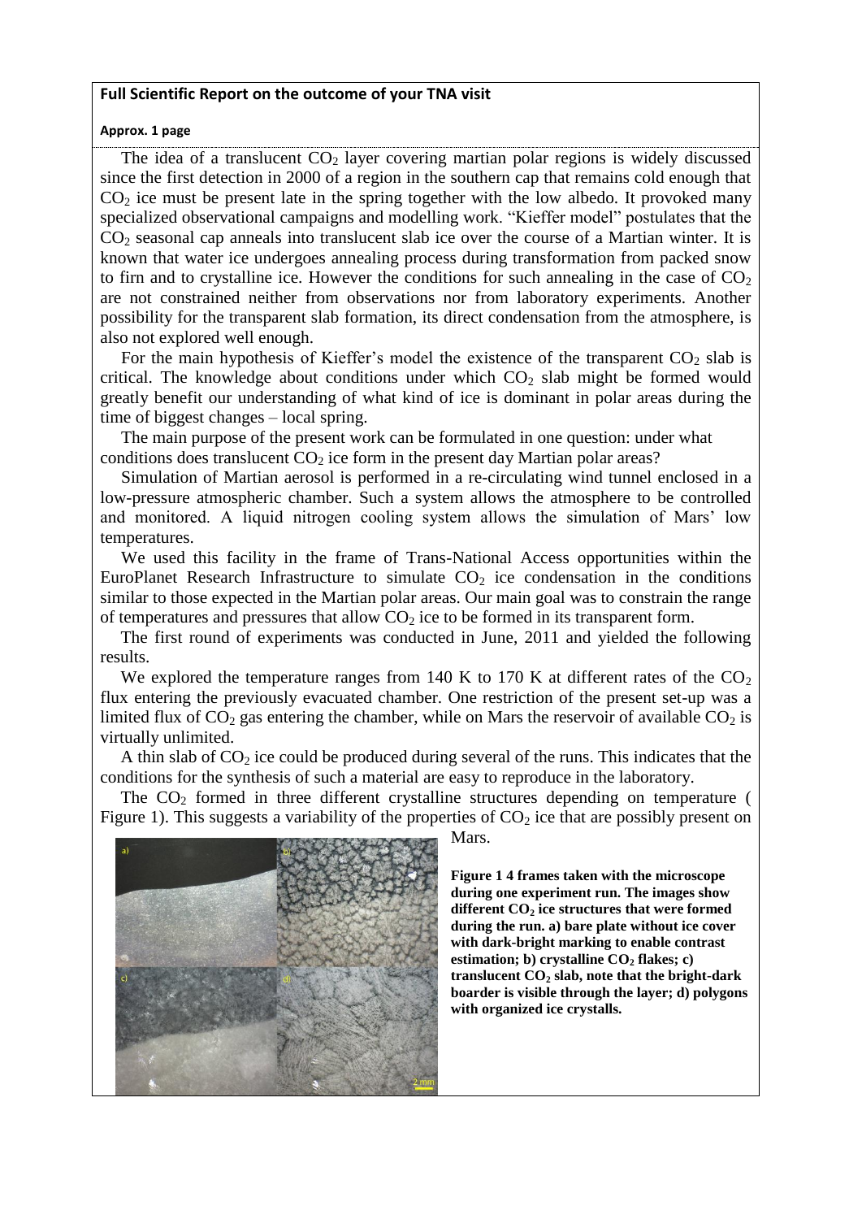**Full Scientific Report on the outcome of your TNA visit**

**Approx. 1 page**

The idea of a translucent $CO_2$ layer covering martian polar regions is widely discussed since the first detection in 2000 of a region in the southern cap that remains cold enough that $CO_2$ ice must be present late in the spring together with the low albedo. It provoked many specialized observational campaigns and modelling work. "Kieffer model" postulates that the $CO_2$ seasonal cap anneals into translucent slab ice over the course of a Martian winter. It is known that water ice undergoes annealing process during transformation from packed snow to firn and to crystalline ice. However the conditions for such annealing in the case of $CO_2$ are not constrained neither from observations nor from laboratory experiments. Another possibility for the transparent slab formation, its direct condensation from the atmosphere, is also not explored well enough.

For the main hypothesis of Kieffer's model the existence of the transparent $CO_2$ slab is critical. The knowledge about conditions under which $CO_2$ slab might be formed would greatly benefit our understanding of what kind of ice is dominant in polar areas during the time of biggest changes – local spring.

The main purpose of the present work can be formulated in one question: under what conditions does translucent $CO_2$ ice form in the present day Martian polar areas?

Simulation of Martian aerosol is performed in a re-circulating wind tunnel enclosed in a low-pressure atmospheric chamber. Such a system allows the atmosphere to be controlled and monitored. A liquid nitrogen cooling system allows the simulation of Mars' low temperatures.

We used this facility in the frame of Trans-National Access opportunities within the EuroPlanet Research Infrastructure to simulate $CO_2$ ice condensation in the conditions similar to those expected in the Martian polar areas. Our main goal was to constrain the range of temperatures and pressures that allow $CO_2$ ice to be formed in its transparent form.

The first round of experiments was conducted in June, 2011 and yielded the following results.

We explored the temperature ranges from 140 K to 170 K at different rates of the $CO_2$ flux entering the previously evacuated chamber. One restriction of the present set-up was a limited flux of $CO_2$ gas entering the chamber, while on Mars the reservoir of available $CO_2$ is virtually unlimited.

A thin slab of $CO_2$ ice could be produced during several of the runs. This indicates that the conditions for the synthesis of such a material are easy to reproduce in the laboratory.

The $CO_2$ formed in three different crystalline structures depending on temperature ( Figure 1). This suggests a variability of the properties of $CO_2$ ice that are possibly present on Mars.

**Figure 1 4 frames taken with the microscope during one experiment run. The images show different $CO_2$ ice structures that were formed during the run. a) bare plate without ice cover with dark-bright marking to enable contrast estimation; b) crystalline $CO_2$ flakes; c) translucent $CO_2$ slab, note that the bright-dark boarder is visible through the layer; d) polygons with organized ice crystalls.**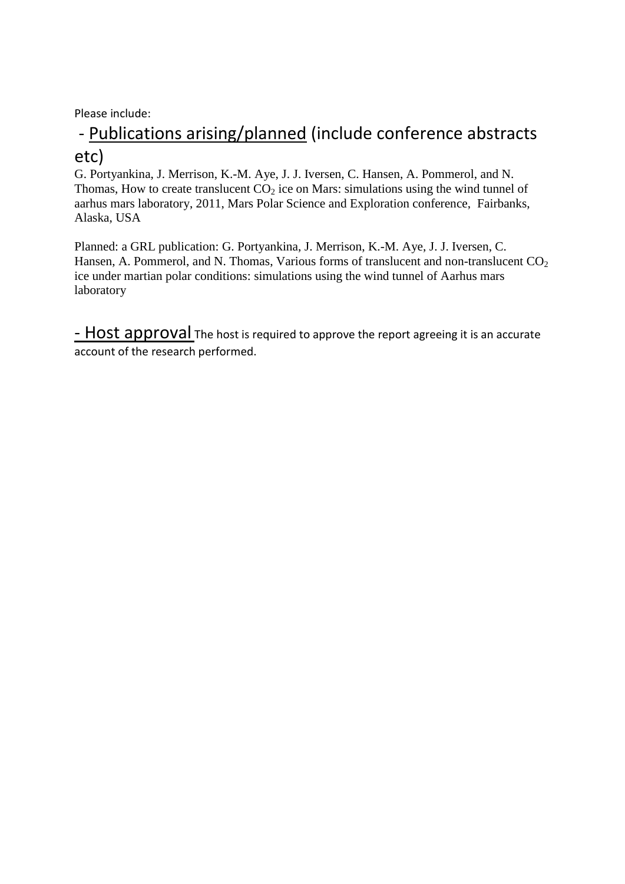Please include:

## - Publications arising/planned (include conference abstracts etc)

G. Portyankina, J. Merrison, K.-M. Aye, J. J. Iversen, C. Hansen, A. Pommerol, and N. Thomas, How to create translucent $CO_2$ ice on Mars: simulations using the wind tunnel of aarhus mars laboratory, 2011, Mars Polar Science and Exploration conference, Fairbanks, Alaska, USA

Planned: a GRL publication: G. Portyankina, J. Merrison, K.-M. Aye, J. J. Iversen, C. Hansen, A. Pommerol, and N. Thomas, Various forms of translucent and non-translucent $CO_2$ ice under martian polar conditions: simulations using the wind tunnel of Aarhus mars laboratory

## - Host approval

The host is required to approve the report agreeing it is an accurate account of the research performed.